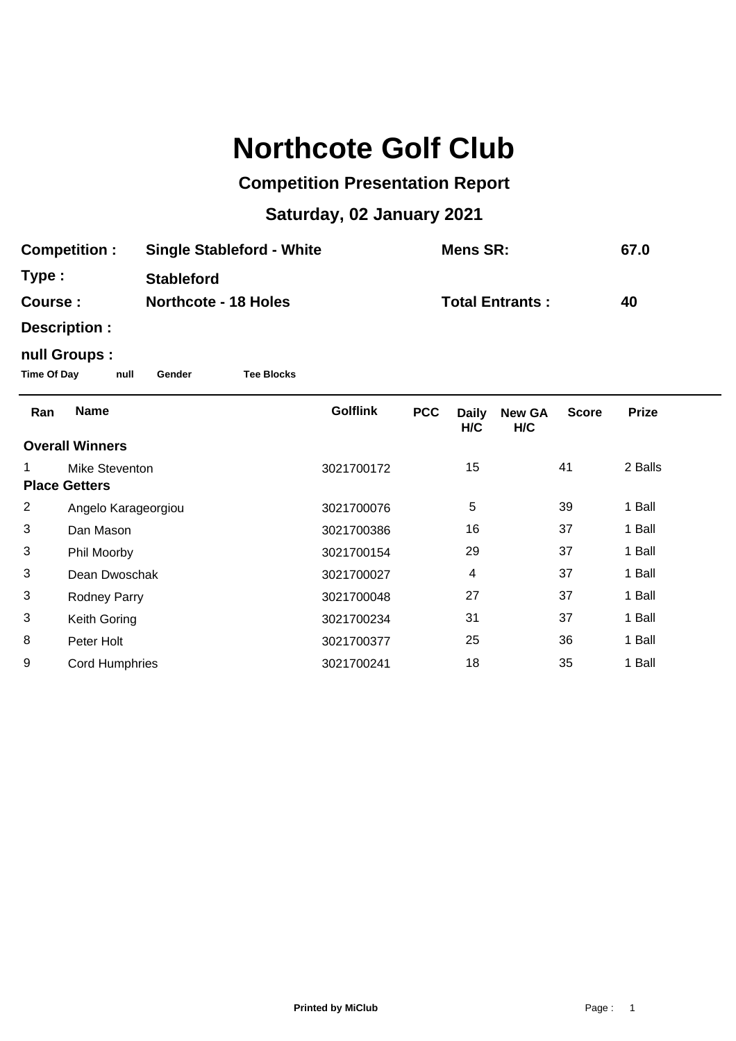# Northcote Golf Club

## Competition Presentation Report

## Saturday, 02 January 2021

**Competition :** Single Stableford - White  **Mens SR:** 67.0

**Type :** Stableford

**Course :** Northcote - 18 Holes  **Total Entrants :** 40

**Description :**

**null Groups :**

**Time Of Day**  **null**  **Gender**  **Tee Blocks**

| Ran | Name | Golflink | PCC | Daily H/C | New GA H/C | Score | Prize |
|---|---|---|---|---|---|---|---|
| **Overall Winners** | | | | | | | |
| 1 | Mike Steventon | 3021700172 | | 15 | | 41 | 2 Balls |
| **Place Getters** | | | | | | | |
| 2 | Angelo Karageorgiou | 3021700076 | | 5 | | 39 | 1 Ball |
| 3 | Dan Mason | 3021700386 | | 16 | | 37 | 1 Ball |
| 3 | Phil Moorby | 3021700154 | | 29 | | 37 | 1 Ball |
| 3 | Dean Dwoschak | 3021700027 | | 4 | | 37 | 1 Ball |
| 3 | Rodney Parry | 3021700048 | | 27 | | 37 | 1 Ball |
| 3 | Keith Goring | 3021700234 | | 31 | | 37 | 1 Ball |
| 8 | Peter Holt | 3021700377 | | 25 | | 36 | 1 Ball |
| 9 | Cord Humphries | 3021700241 | | 18 | | 35 | 1 Ball |

**Printed by MiClub**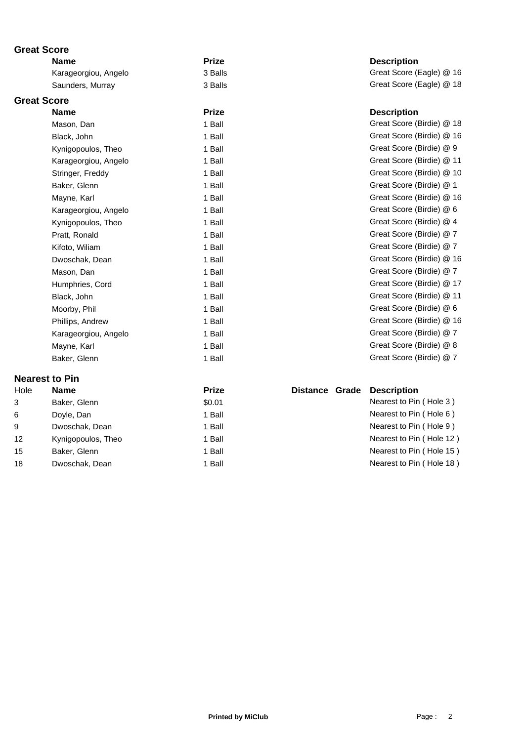## Great Score

| Name | Prize | Description |
| --- | --- | --- |
| Karageorgiou, Angelo | 3 Balls | Great Score (Eagle) @ 16 |
| Saunders, Murray | 3 Balls | Great Score (Eagle) @ 18 |

## Great Score

| Name | Prize | Description |
| --- | --- | --- |
| Mason, Dan | 1 Ball | Great Score (Birdie) @ 18 |
| Black, John | 1 Ball | Great Score (Birdie) @ 16 |
| Kynigopoulos, Theo | 1 Ball | Great Score (Birdie) @ 9 |
| Karageorgiou, Angelo | 1 Ball | Great Score (Birdie) @ 11 |
| Stringer, Freddy | 1 Ball | Great Score (Birdie) @ 10 |
| Baker, Glenn | 1 Ball | Great Score (Birdie) @ 1 |
| Mayne, Karl | 1 Ball | Great Score (Birdie) @ 16 |
| Karageorgiou, Angelo | 1 Ball | Great Score (Birdie) @ 6 |
| Kynigopoulos, Theo | 1 Ball | Great Score (Birdie) @ 4 |
| Pratt, Ronald | 1 Ball | Great Score (Birdie) @ 7 |
| Kifoto, Wiliam | 1 Ball | Great Score (Birdie) @ 7 |
| Dwoschak, Dean | 1 Ball | Great Score (Birdie) @ 16 |
| Mason, Dan | 1 Ball | Great Score (Birdie) @ 7 |
| Humphries, Cord | 1 Ball | Great Score (Birdie) @ 17 |
| Black, John | 1 Ball | Great Score (Birdie) @ 11 |
| Moorby, Phil | 1 Ball | Great Score (Birdie) @ 6 |
| Phillips, Andrew | 1 Ball | Great Score (Birdie) @ 16 |
| Karageorgiou, Angelo | 1 Ball | Great Score (Birdie) @ 7 |
| Mayne, Karl | 1 Ball | Great Score (Birdie) @ 8 |
| Baker, Glenn | 1 Ball | Great Score (Birdie) @ 7 |

## Nearest to Pin

| Hole | Name | Prize | Distance | Grade | Description |
| --- | --- | --- | --- | --- | --- |
| 3 | Baker, Glenn | $0.01 | | | Nearest to Pin ( Hole 3 ) |
| 6 | Doyle, Dan | 1 Ball | | | Nearest to Pin ( Hole 6 ) |
| 9 | Dwoschak, Dean | 1 Ball | | | Nearest to Pin ( Hole 9 ) |
| 12 | Kynigopoulos, Theo | 1 Ball | | | Nearest to Pin ( Hole 12 ) |
| 15 | Baker, Glenn | 1 Ball | | | Nearest to Pin ( Hole 15 ) |
| 18 | Dwoschak, Dean | 1 Ball | | | Nearest to Pin ( Hole 18 ) |

**Printed by MiClub**